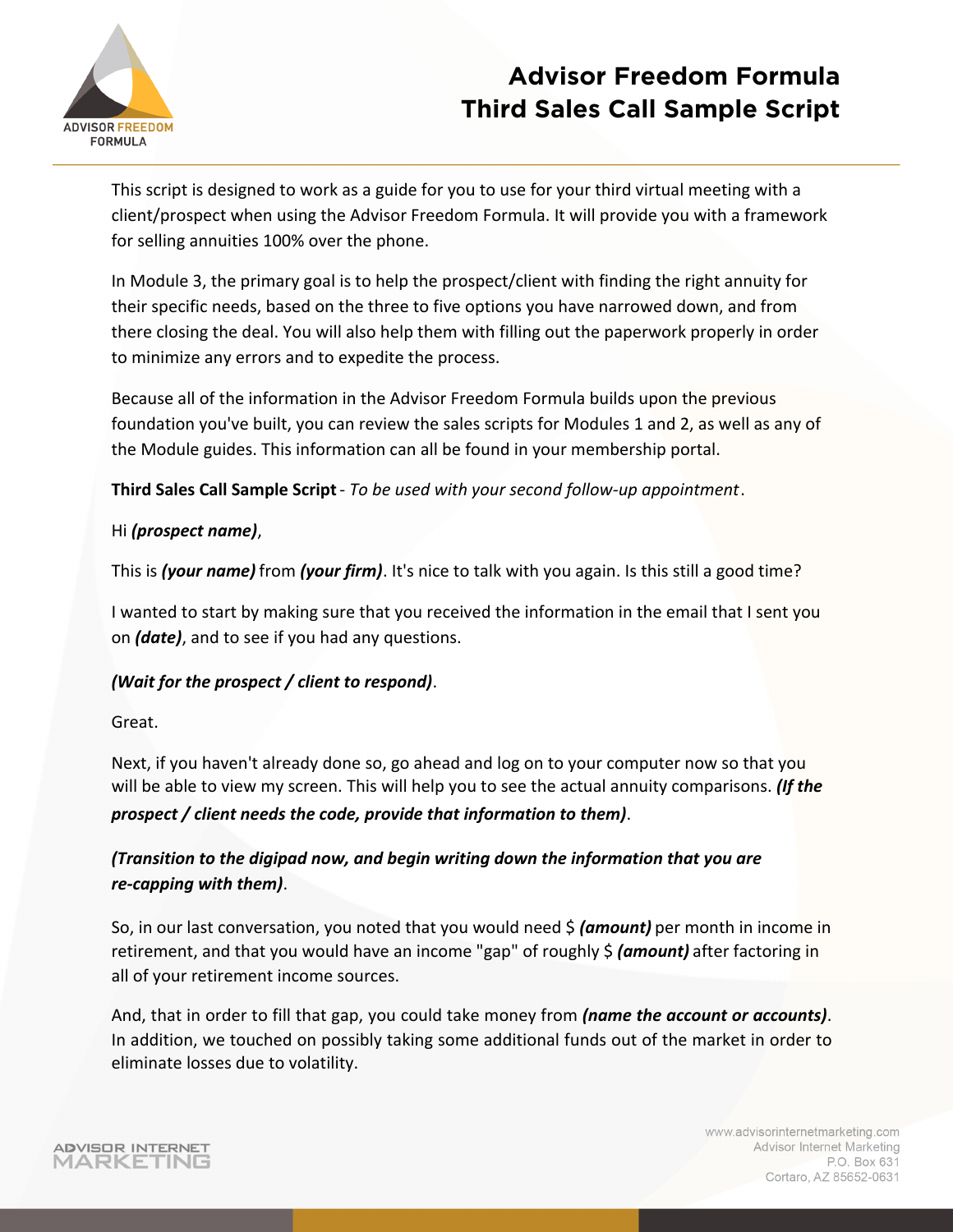# Advisor Freedom Formula
## Third Sales Call Sample Script

This script is designed to work as a guide for you to use for your third virtual meeting with a client/prospect when using the Advisor Freedom Formula. It will provide you with a framework for selling annuities 100% over the phone.

In Module 3, the primary goal is to help the prospect/client with finding the right annuity for their specific needs, based on the three to five options you have narrowed down, and from there closing the deal. You will also help them with filling out the paperwork properly in order to minimize any errors and to expedite the process.

Because all of the information in the Advisor Freedom Formula builds upon the previous foundation you've built, you can review the sales scripts for Modules 1 and 2, as well as any of the Module guides. This information can all be found in your membership portal.

**Third Sales Call Sample Script** - *To be used with your second follow-up appointment*.

Hi ***(prospect name)***,

This is ***(your name)*** from ***(your firm)***. It's nice to talk with you again. Is this still a good time?

I wanted to start by making sure that you received the information in the email that I sent you on ***(date)***, and to see if you had any questions.

***(Wait for the prospect / client to respond)***.

Great.

Next, if you haven't already done so, go ahead and log on to your computer now so that you will be able to view my screen. This will help you to see the actual annuity comparisons. ***(If the prospect / client needs the code, provide that information to them)***.

***(Transition to the digipad now, and begin writing down the information that you are re-capping with them)***.

So, in our last conversation, you noted that you would need $ ***(amount)*** per month in income in retirement, and that you would have an income "gap" of roughly $ ***(amount)*** after factoring in all of your retirement income sources.

And, that in order to fill that gap, you could take money from ***(name the account or accounts)***. In addition, we touched on possibly taking some additional funds out of the market in order to eliminate losses due to volatility.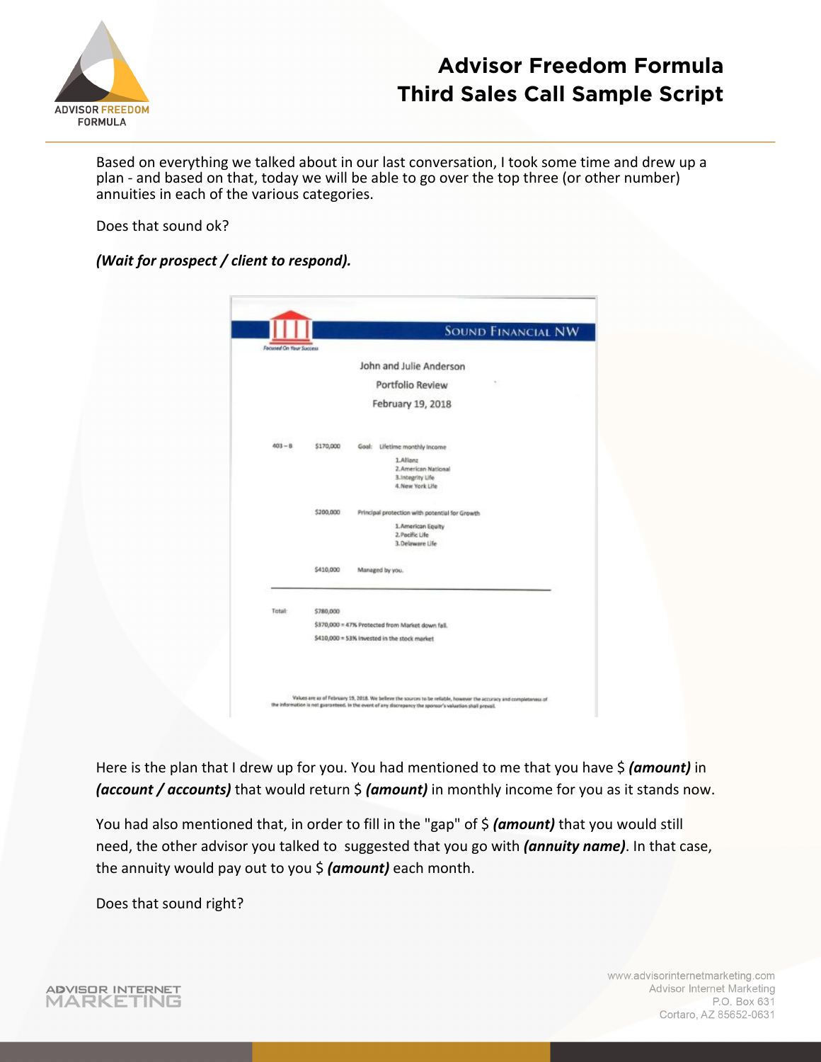Based on everything we talked about in our last conversation, I took some time and drew up a plan - and based on that, today we will be able to go over the top three (or other number) annuities in each of the various categories.

Does that sound ok?

***(Wait for prospect / client to respond).***

Sound Financial NW

Focused On Your Success

John and Julie Anderson

Portfolio Review

February 19, 2018

| | | |
|---|---|---|
| 403 – B | $170,000 | Goal: Lifetime monthly income<br>1. Allianz<br>2. American National<br>3. Integrity Life<br>4. New York Life |
| | $200,000 | Principal protection with potential for Growth<br>1. American Equity<br>2. Pacific Life<br>3. Delaware Life |
| | $410,000 | Managed by you. |
| Total: | $780,000 | |
| | $370,000 = 47% Protected from Market down fall. | |
| | $410,000 = 53% Invested in the stock market | |

Values are as of February 19, 2018. We believe the sources to be reliable, however the accuracy and completeness of the information is not guaranteed. In the event of any discrepancy the sponsor's valuation shall prevail.

Here is the plan that I drew up for you. You had mentioned to me that you have $ ***(amount)*** in ***(account / accounts)*** that would return $ ***(amount)*** in monthly income for you as it stands now.

You had also mentioned that, in order to fill in the "gap" of $ ***(amount)*** that you would still need, the other advisor you talked to suggested that you go with ***(annuity name)***. In that case, the annuity would pay out to you $ ***(amount)*** each month.

Does that sound right?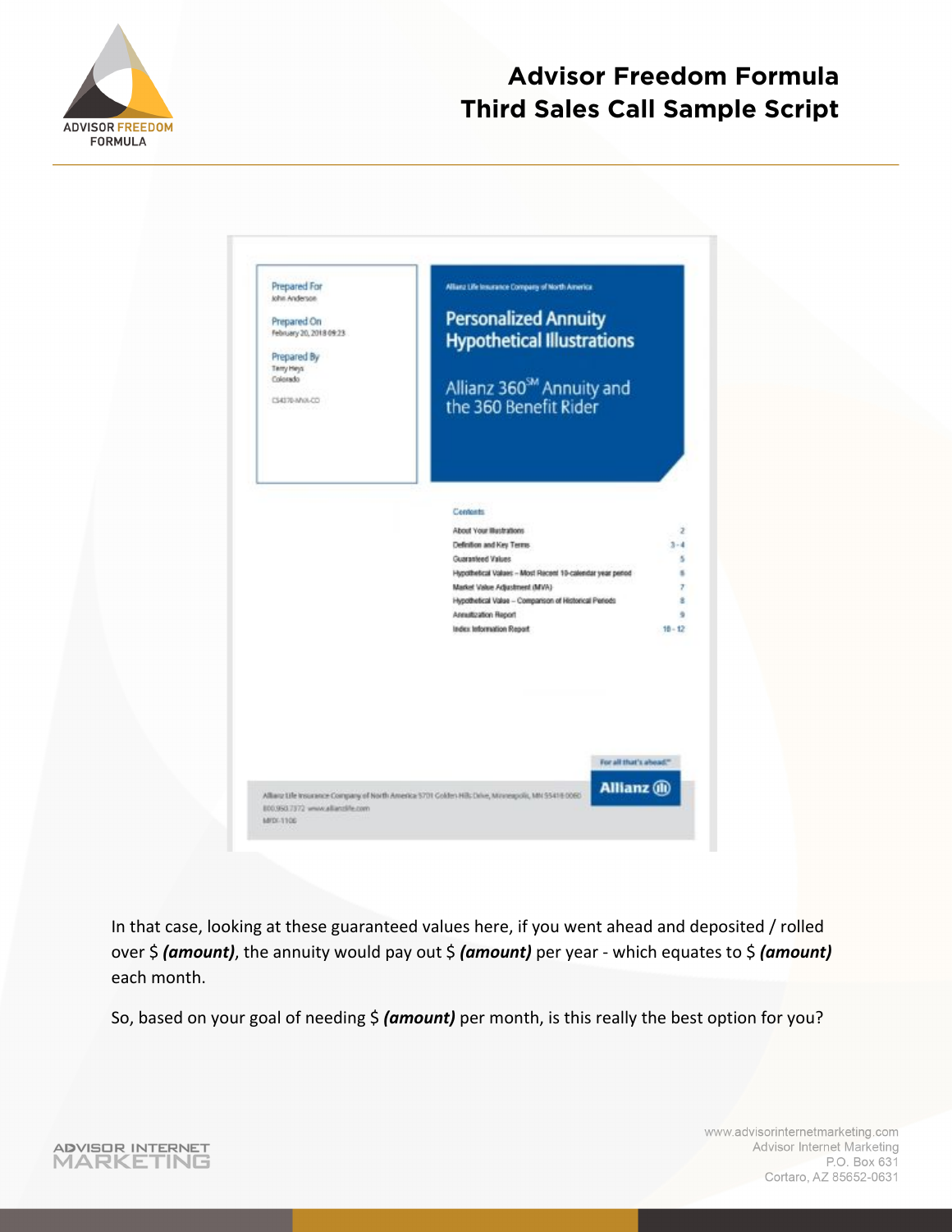Prepared For
John Anderson

Prepared On
February 20, 2018 09:23

Prepared By
Terry Heys
Colorado

CS4370-MVA-CO

Allianz Life Insurance Company of North America

Personalized Annuity Hypothetical Illustrations

Allianz 360SM Annuity and the 360 Benefit Rider

Contents

| | |
|---|---|
| About Your Illustrations | 2 |
| Definition and Key Terms | 3 - 4 |
| Guaranteed Values | 5 |
| Hypothetical Values – Most Recent 10-calendar year period | 6 |
| Market Value Adjustment (MVA) | 7 |
| Hypothetical Value – Comparison of Historical Periods | 8 |
| Annuitization Report | 9 |
| Index Information Report | 10 - 12 |

For all that's ahead.SM

Allianz

Allianz Life Insurance Company of North America 5701 Golden Hills Drive, Minneapolis, MN 55416-0060
800.950.7372 www.allianzlife.com
MPDI-1106

In that case, looking at these guaranteed values here, if you went ahead and deposited / rolled over $ ***(amount)***, the annuity would pay out $ ***(amount)*** per year - which equates to $ ***(amount)*** each month.

So, based on your goal of needing $ ***(amount)*** per month, is this really the best option for you?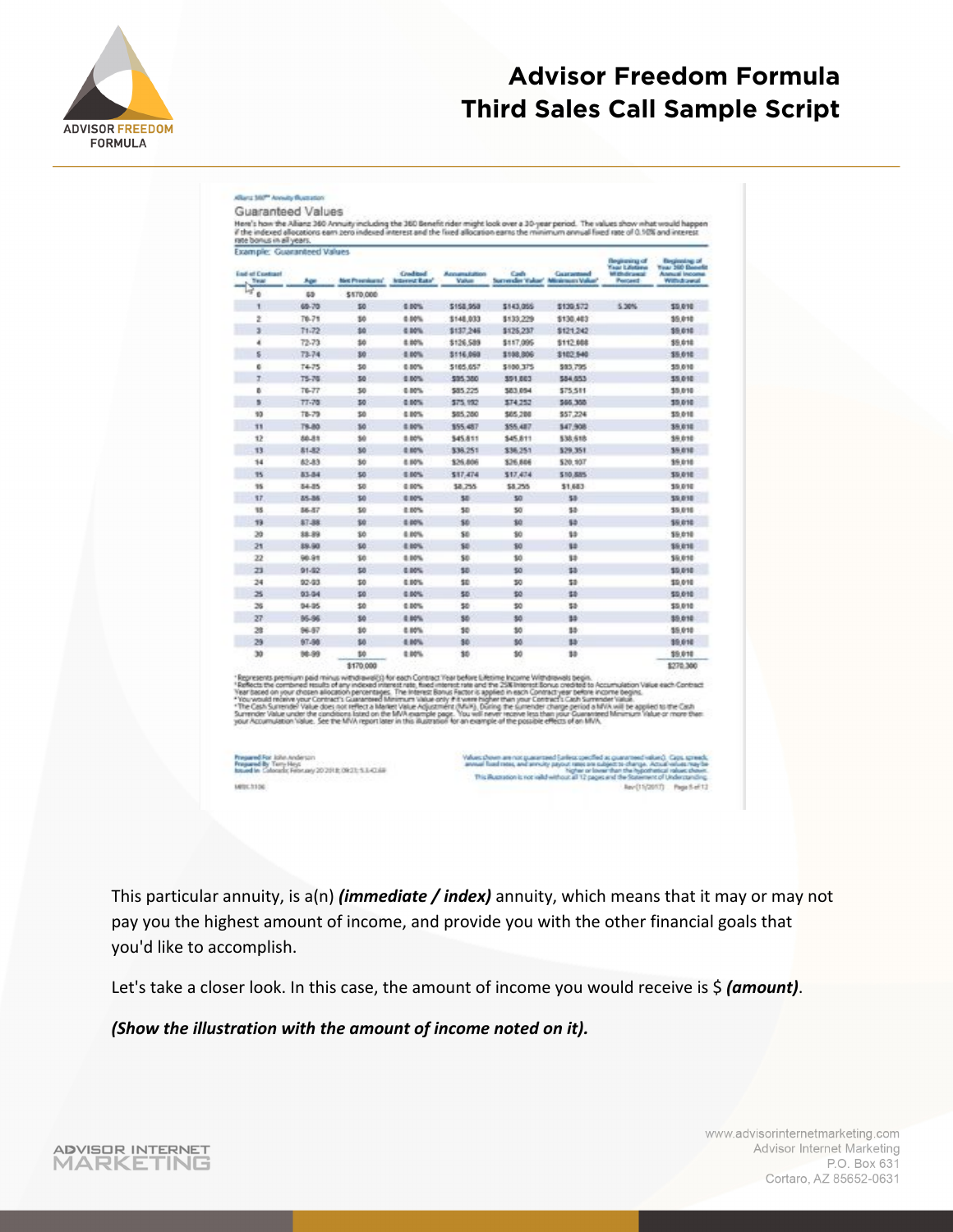Allianz 360℠ Annuity Illustration

## Guaranteed Values

Here's how the Allianz 360 Annuity including the 360 Benefit rider might look over a 30-year period. The values show what would happen if the indexed allocations earn zero indexed interest and the fixed allocation earns the minimum annual fixed rate of 0.10% and interest rate bonus in all years.

Example: Guaranteed Values

| End of Contract Year | Age | Net Premiums¹ | Credited Interest Rate² | Accumulation Value | Cash Surrender Value³ | Guaranteed Minimum Value⁴ | Beginning of Year Lifetime Withdrawal Percent | Beginning of Year 360 Benefit Annual Income Withdrawal |
|---|---|---|---|---|---|---|---|---|
| 0 | 69 | $170,000 | | | | | | |
| 1 | 69-70 | $0 | 0.00% | $158,958 | $143,095 | $139,572 | 5.30% | $9,010 |
| 2 | 70-71 | $0 | 0.00% | $148,033 | $133,229 | $130,483 | | $9,010 |
| 3 | 71-72 | $0 | 0.00% | $137,246 | $125,237 | $121,242 | | $9,010 |
| 4 | 72-73 | $0 | 0.00% | $126,589 | $117,095 | $112,088 | | $9,010 |
| 5 | 73-74 | $0 | 0.00% | $116,060 | $108,806 | $102,940 | | $9,010 |
| 6 | 74-75 | $0 | 0.00% | $105,657 | $100,375 | $93,795 | | $9,010 |
| 7 | 75-76 | $0 | 0.00% | $95,380 | $91,803 | $84,653 | | $9,010 |
| 8 | 76-77 | $0 | 0.00% | $85,225 | $83,094 | $75,511 | | $9,010 |
| 9 | 77-78 | $0 | 0.00% | $75,192 | $74,252 | $66,368 | | $9,010 |
| 10 | 78-79 | $0 | 0.00% | $65,280 | $65,280 | $57,224 | | $9,010 |
| 11 | 79-80 | $0 | 0.00% | $55,487 | $55,487 | $47,908 | | $9,010 |
| 12 | 80-81 | $0 | 0.00% | $45,811 | $45,811 | $38,618 | | $9,010 |
| 13 | 81-82 | $0 | 0.00% | $36,251 | $36,251 | $29,351 | | $9,010 |
| 14 | 82-83 | $0 | 0.00% | $26,806 | $26,806 | $20,107 | | $9,010 |
| 15 | 83-84 | $0 | 0.00% | $17,474 | $17,474 | $10,885 | | $9,010 |
| 16 | 84-85 | $0 | 0.00% | $8,255 | $8,255 | $1,683 | | $9,010 |
| 17 | 85-86 | $0 | 0.00% | $0 | $0 | $0 | | $9,010 |
| 18 | 86-87 | $0 | 0.00% | $0 | $0 | $0 | | $9,010 |
| 19 | 87-88 | $0 | 0.00% | $0 | $0 | $0 | | $9,010 |
| 20 | 88-89 | $0 | 0.00% | $0 | $0 | $0 | | $9,010 |
| 21 | 89-90 | $0 | 0.00% | $0 | $0 | $0 | | $9,010 |
| 22 | 90-91 | $0 | 0.00% | $0 | $0 | $0 | | $9,010 |
| 23 | 91-92 | $0 | 0.00% | $0 | $0 | $0 | | $9,010 |
| 24 | 92-93 | $0 | 0.00% | $0 | $0 | $0 | | $9,010 |
| 25 | 93-94 | $0 | 0.00% | $0 | $0 | $0 | | $9,010 |
| 26 | 94-95 | $0 | 0.00% | $0 | $0 | $0 | | $9,010 |
| 27 | 95-96 | $0 | 0.00% | $0 | $0 | $0 | | $9,010 |
| 28 | 96-97 | $0 | 0.00% | $0 | $0 | $0 | | $9,010 |
| 29 | 97-98 | $0 | 0.00% | $0 | $0 | $0 | | $9,010 |
| 30 | 98-99 | $0 | 0.00% | $0 | $0 | $0 | | $9,010 |
| | | $170,000 | | | | | | $270,300 |

¹ Represents premium paid minus withdrawal(s) for each Contract Year before Lifetime Income Withdrawals begin.
² Reflects the combined results of any indexed interest rate, fixed interest rate and the 25% Interest Bonus credited to Accumulation Value each Contract Year based on your chosen allocation percentages. The Interest Bonus Factor is applied in each Contract year before income begins.
³ You would receive your Contract's Guaranteed Minimum Value only if it were higher than your Contract's Cash Surrender Value.
⁴ The Cash Surrender Value does not reflect a Market Value Adjustment (MVA). During the surrender charge period a MVA will be applied to the Cash Surrender Value under the conditions listed on the MVA example page. You will never receive less than your Guaranteed Minimum Value or more than your Accumulation Value. See the MVA report later in this illustration for an example of the possible effects of an MVA.

Prepared For: John Anderson
Prepared By: Terry Heys
Issued In: Colorado; February 20 2018; 08:21:53:42:69

Values shown are not guaranteed (unless specified as guaranteed values). Caps, spreads, annual fixed rates, and annuity payout rates are subject to change. Actual values may be higher or lower than the hypothetical values shown. This illustration is not valid without all 12 pages and the Statement of Understanding.

MBK-3106 Rev (11/2017) Page 5 of 12

This particular annuity, is a(n) ***(immediate / index)*** annuity, which means that it may or may not pay you the highest amount of income, and provide you with the other financial goals that you'd like to accomplish.

Let's take a closer look. In this case, the amount of income you would receive is $ ***(amount)***.

***(Show the illustration with the amount of income noted on it).***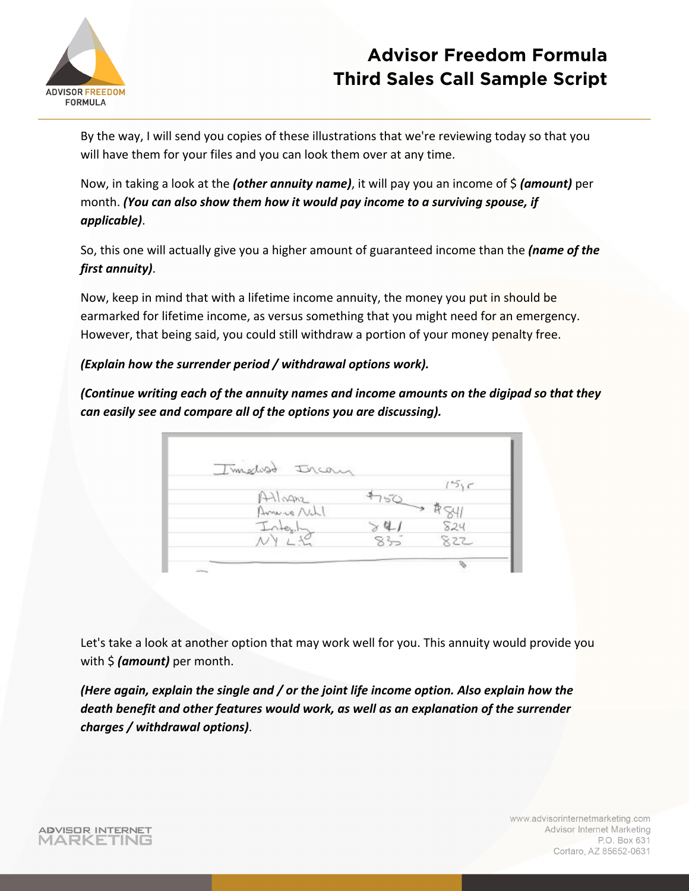By the way, I will send you copies of these illustrations that we're reviewing today so that you will have them for your files and you can look them over at any time.

Now, in taking a look at the ***(other annuity name)***, it will pay you an income of $ ***(amount)*** per month. ***(You can also show them how it would pay income to a surviving spouse, if applicable)***.

So, this one will actually give you a higher amount of guaranteed income than the ***(name of the first annuity)***.

Now, keep in mind that with a lifetime income annuity, the money you put in should be earmarked for lifetime income, as versus something that you might need for an emergency. However, that being said, you could still withdraw a portion of your money penalty free.

***(Explain how the surrender period / withdrawal options work).***

***(Continue writing each of the annuity names and income amounts on the digipad so that they can easily see and compare all of the options you are discussing).***

Let's take a look at another option that may work well for you. This annuity would provide you with $ ***(amount)*** per month.

***(Here again, explain the single and / or the joint life income option. Also explain how the death benefit and other features would work, as well as an explanation of the surrender charges / withdrawal options)***.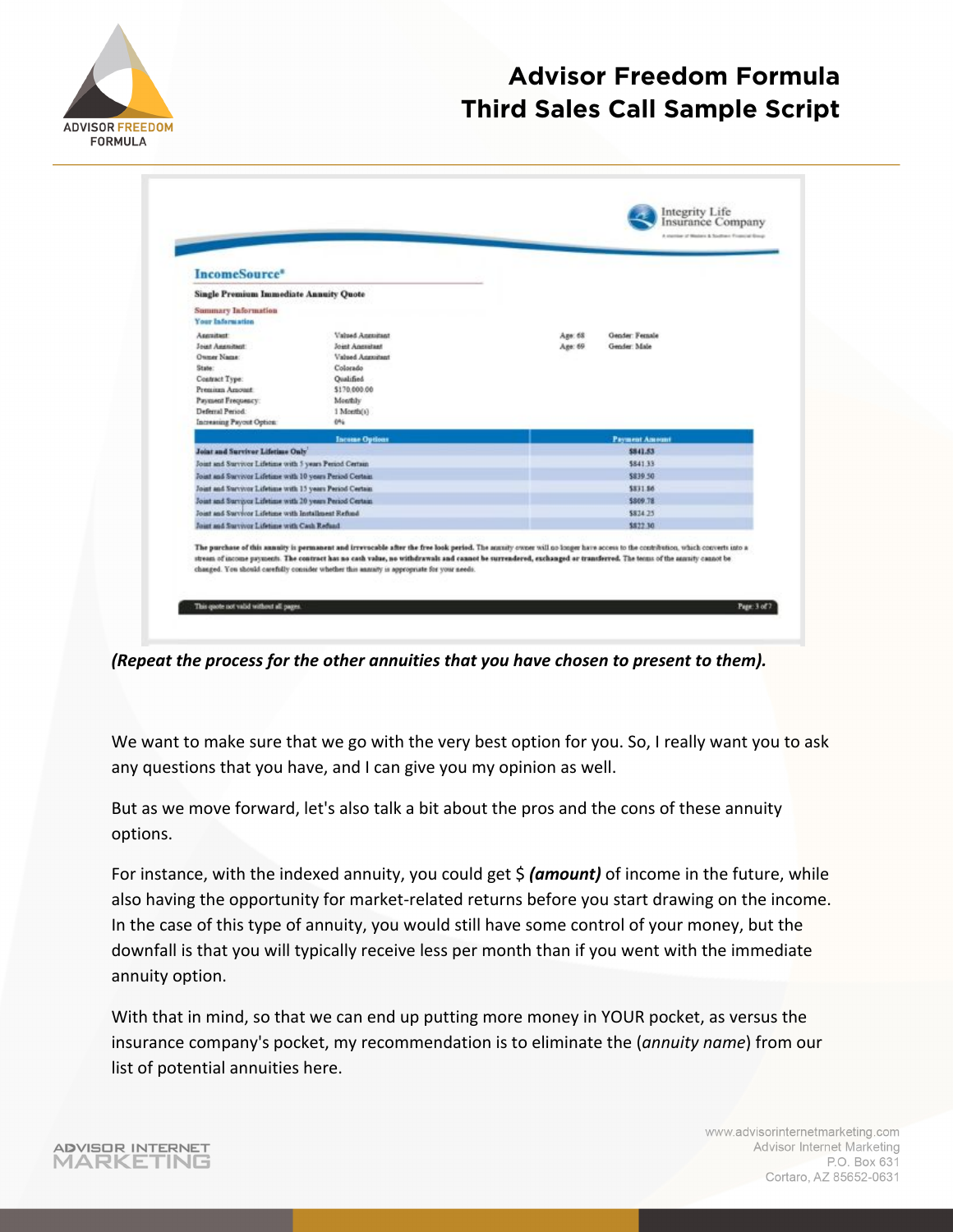Integrity Life Insurance Company

**IncomeSource®**

**Single Premium Immediate Annuity Quote**

Summary Information

Your Information

| | | | |
|---|---|---|---|
| Annuitant: | Valued Annuitant | Age: 68 | Gender: Female |
| Joint Annuitant: | Joint Annuitant | Age: 69 | Gender: Male |
| Owner Name: | Valued Annuitant | | |
| State: | Colorado | | |
| Contract Type: | Qualified | | |
| Premium Amount: | $170,000.00 | | |
| Payment Frequency: | Monthly | | |
| Deferral Period: | 1 Month(s) | | |
| Increasing Payout Option: | 0% | | |

| Income Options | Payment Amount |
|---|---|
| **Joint and Survivor Lifetime Only** | **$841.53** |
| Joint and Survivor Lifetime with 5 years Period Certain | $841.33 |
| Joint and Survivor Lifetime with 10 years Period Certain | $839.50 |
| Joint and Survivor Lifetime with 15 years Period Certain | $831.86 |
| Joint and Survivor Lifetime with 20 years Period Certain | $809.78 |
| Joint and Survivor Lifetime with Installment Refund | $824.25 |
| Joint and Survivor Lifetime with Cash Refund | $822.30 |

**The purchase of this annuity is permanent and irrevocable after the free look period.** The annuity owner will no longer have access to the contribution, which converts into a stream of income payments. **The contract has no cash value, no withdrawals and cannot be surrendered, exchanged or transferred.** The terms of the annuity cannot be changed. You should carefully consider whether this annuity is appropriate for your needs.

This quote not valid without all pages. Page 3 of 7

***(Repeat the process for the other annuities that you have chosen to present to them).***

We want to make sure that we go with the very best option for you. So, I really want you to ask any questions that you have, and I can give you my opinion as well.

But as we move forward, let's also talk a bit about the pros and the cons of these annuity options.

For instance, with the indexed annuity, you could get $ ***(amount)*** of income in the future, while also having the opportunity for market-related returns before you start drawing on the income. In the case of this type of annuity, you would still have some control of your money, but the downfall is that you will typically receive less per month than if you went with the immediate annuity option.

With that in mind, so that we can end up putting more money in YOUR pocket, as versus the insurance company's pocket, my recommendation is to eliminate the (*annuity name*) from our list of potential annuities here.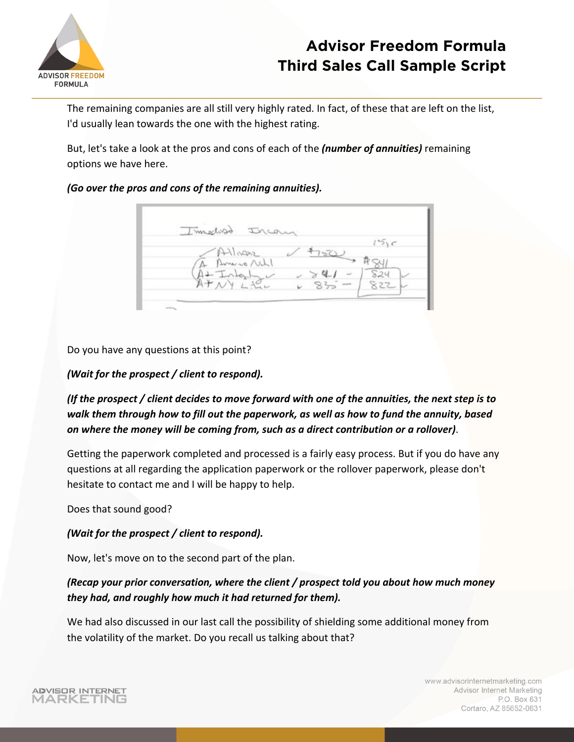The remaining companies are all still very highly rated. In fact, of these that are left on the list, I'd usually lean towards the one with the highest rating.

But, let's take a look at the pros and cons of each of the ***(number of annuities)*** remaining options we have here.

***(Go over the pros and cons of the remaining annuities).***

Do you have any questions at this point?

***(Wait for the prospect / client to respond).***

***(If the prospect / client decides to move forward with one of the annuities, the next step is to walk them through how to fill out the paperwork, as well as how to fund the annuity, based on where the money will be coming from, such as a direct contribution or a rollover)***.

Getting the paperwork completed and processed is a fairly easy process. But if you do have any questions at all regarding the application paperwork or the rollover paperwork, please don't hesitate to contact me and I will be happy to help.

Does that sound good?

***(Wait for the prospect / client to respond).***

Now, let's move on to the second part of the plan.

***(Recap your prior conversation, where the client / prospect told you about how much money they had, and roughly how much it had returned for them).***

We had also discussed in our last call the possibility of shielding some additional money from the volatility of the market. Do you recall us talking about that?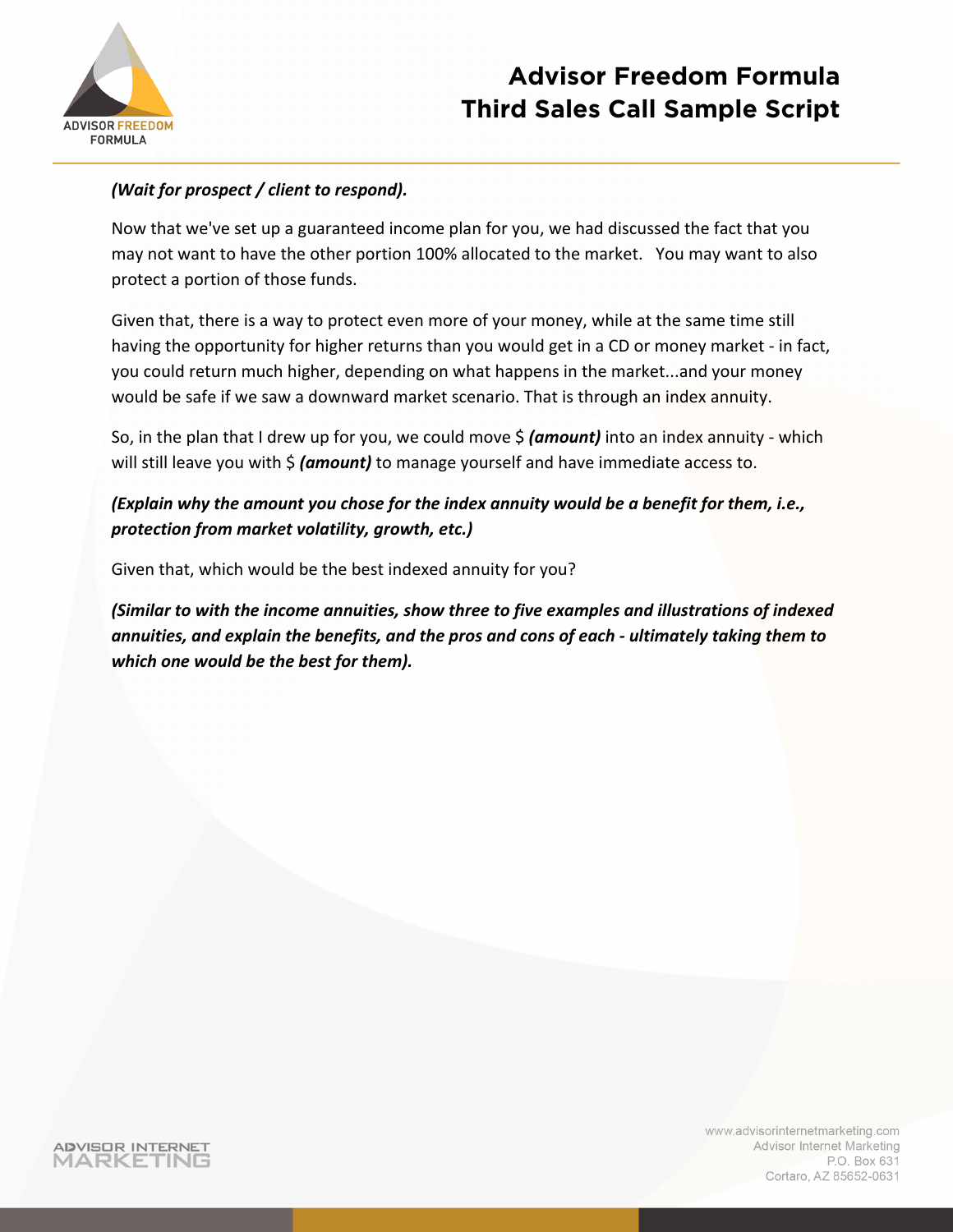***(Wait for prospect / client to respond).***

Now that we've set up a guaranteed income plan for you, we had discussed the fact that you may not want to have the other portion 100% allocated to the market. You may want to also protect a portion of those funds.

Given that, there is a way to protect even more of your money, while at the same time still having the opportunity for higher returns than you would get in a CD or money market - in fact, you could return much higher, depending on what happens in the market...and your money would be safe if we saw a downward market scenario. That is through an index annuity.

So, in the plan that I drew up for you, we could move $ ***(amount)*** into an index annuity - which will still leave you with $ ***(amount)*** to manage yourself and have immediate access to.

***(Explain why the amount you chose for the index annuity would be a benefit for them, i.e., protection from market volatility, growth, etc.)***

Given that, which would be the best indexed annuity for you?

***(Similar to with the income annuities, show three to five examples and illustrations of indexed annuities, and explain the benefits, and the pros and cons of each - ultimately taking them to which one would be the best for them).***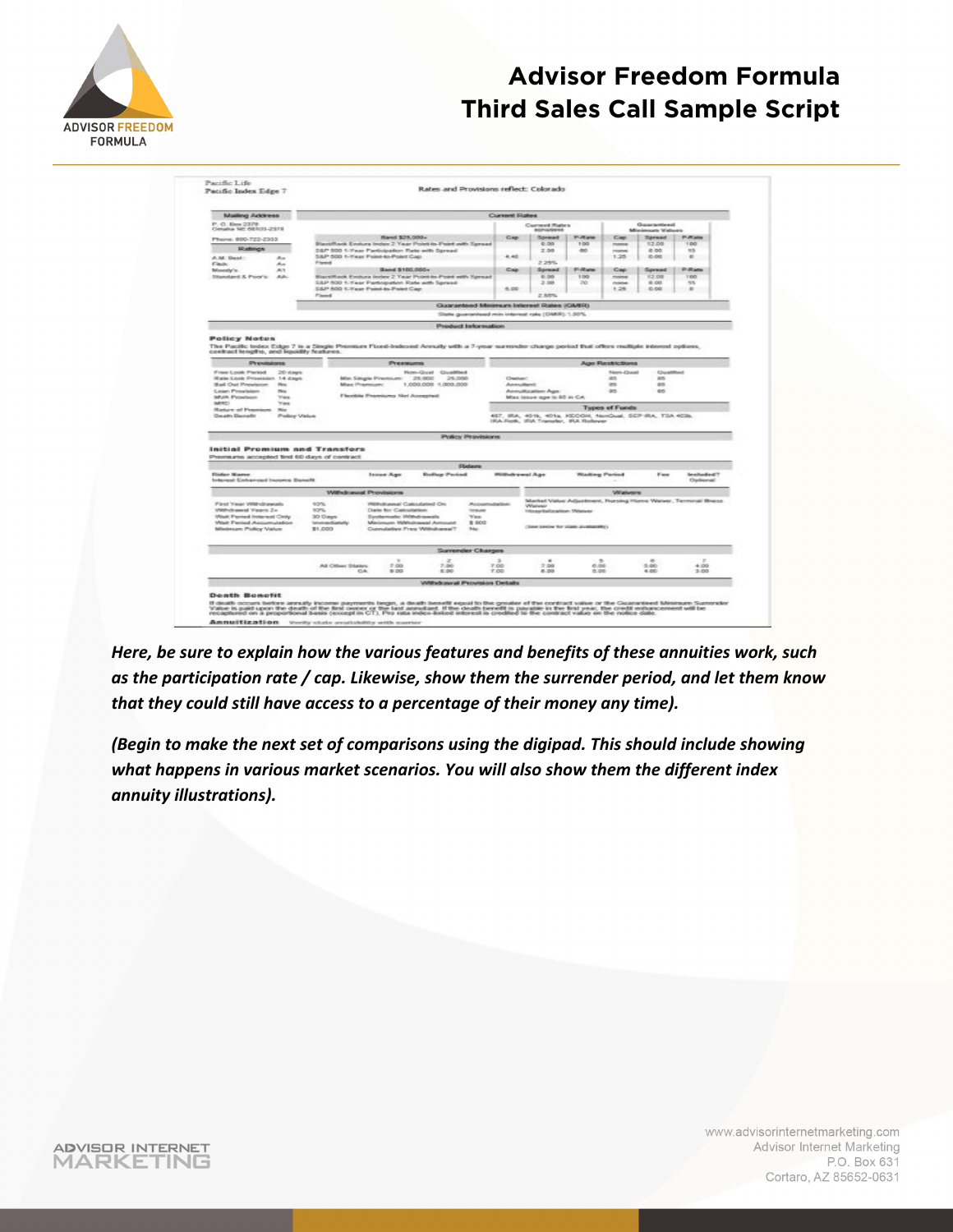Here, be sure to explain how the various features and benefits of these annuities work, such as the participation rate / cap. Likewise, show them the surrender period, and let them know that they could still have access to a percentage of their money any time).

*(Begin to make the next set of comparisons using the digipad. This should include showing what happens in various market scenarios. You will also show them the different index annuity illustrations).*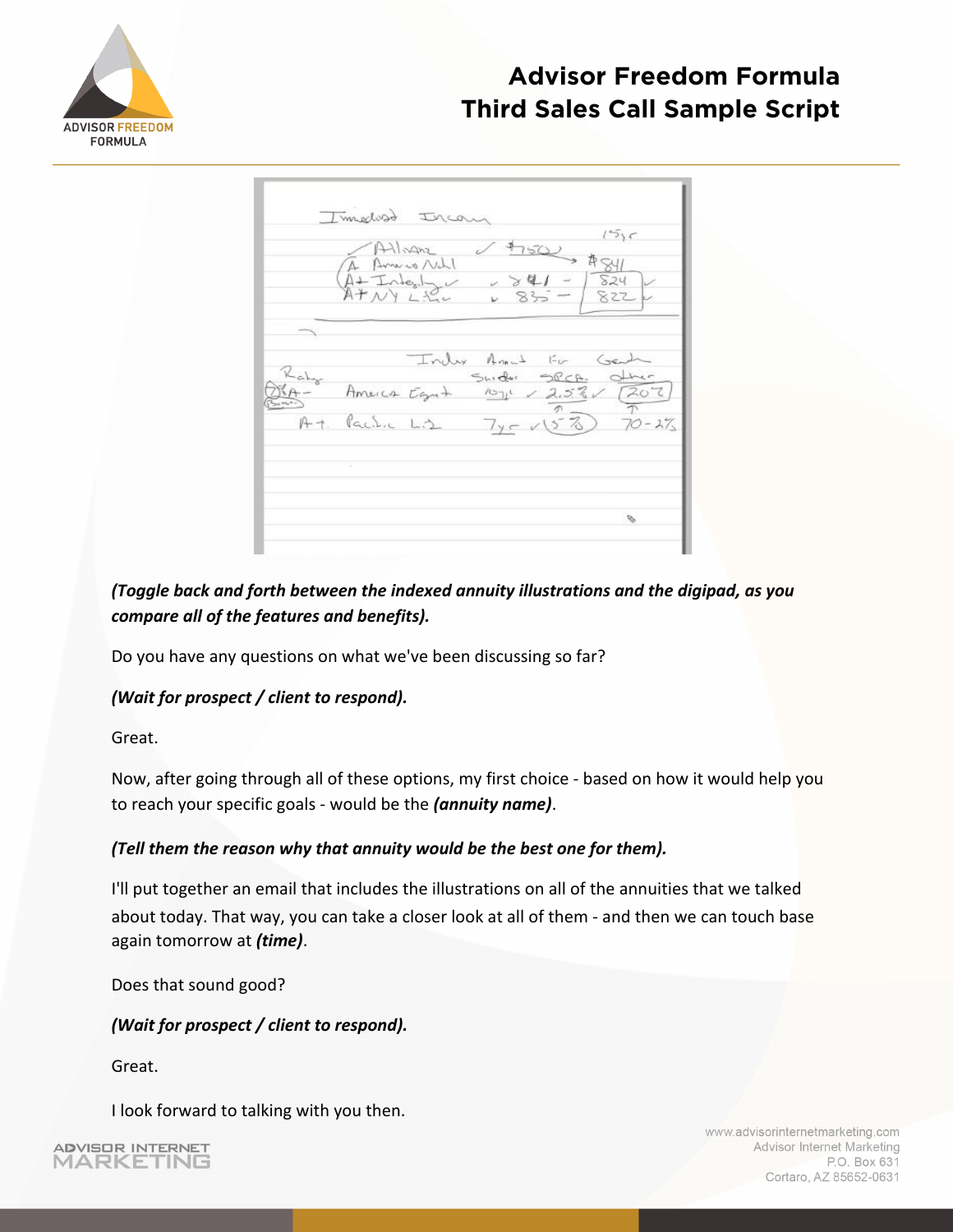*(Toggle back and forth between the indexed annuity illustrations and the digipad, as you compare all of the features and benefits).*

Do you have any questions on what we've been discussing so far?

***(Wait for prospect / client to respond).***

Great.

Now, after going through all of these options, my first choice - based on how it would help you to reach your specific goals - would be the ***(annuity name)***.

***(Tell them the reason why that annuity would be the best one for them).***

I'll put together an email that includes the illustrations on all of the annuities that we talked about today. That way, you can take a closer look at all of them - and then we can touch base again tomorrow at ***(time)***.

Does that sound good?

***(Wait for prospect / client to respond).***

Great.

I look forward to talking with you then.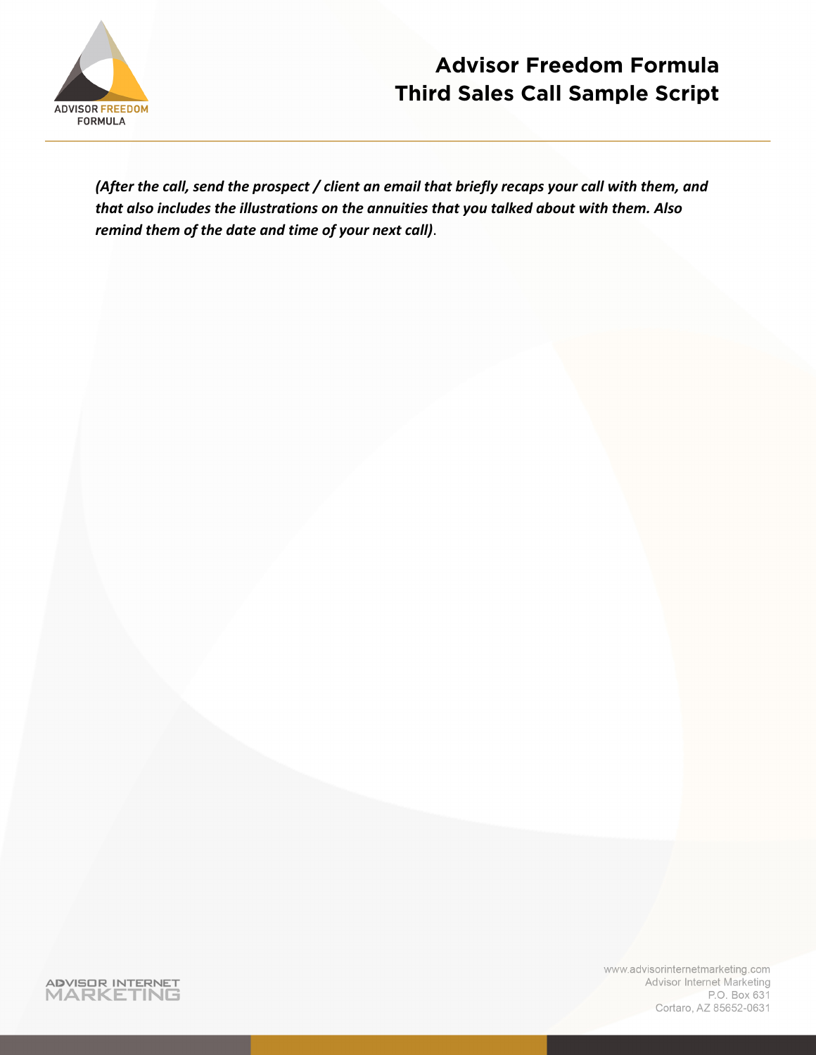***(After the call, send the prospect / client an email that briefly recaps your call with them, and that also includes the illustrations on the annuities that you talked about with them. Also remind them of the date and time of your next call)***.